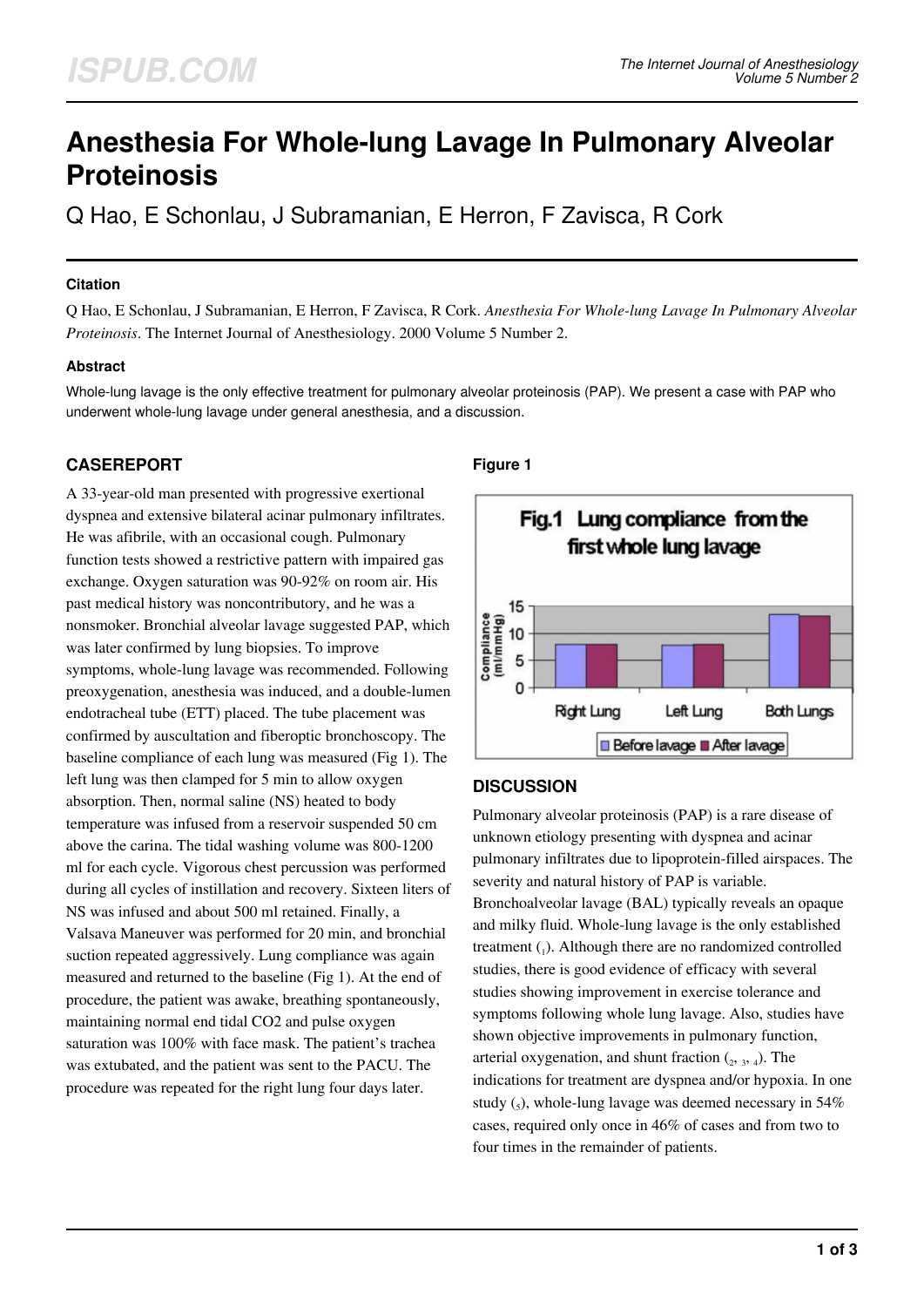# Anesthesia For Whole-lung Lavage In Pulmonary Alveolar Proteinosis

Q Hao, E Schonlau, J Subramanian, E Herron, F Zavisca, R Cork

### Citation

Q Hao, E Schonlau, J Subramanian, E Herron, F Zavisca, R Cork. *Anesthesia For Whole-lung Lavage In Pulmonary Alveolar Proteinosis*. The Internet Journal of Anesthesiology. 2000 Volume 5 Number 2.

### Abstract

Whole-lung lavage is the only effective treatment for pulmonary alveolar proteinosis (PAP). We present a case with PAP who underwent whole-lung lavage under general anesthesia, and a discussion.

## CASEREPORT

A 33-year-old man presented with progressive exertional dyspnea and extensive bilateral acinar pulmonary infiltrates. He was afibrile, with an occasional cough. Pulmonary function tests showed a restrictive pattern with impaired gas exchange. Oxygen saturation was 90-92% on room air. His past medical history was noncontributory, and he was a nonsmoker. Bronchial alveolar lavage suggested PAP, which was later confirmed by lung biopsies. To improve symptoms, whole-lung lavage was recommended. Following preoxygenation, anesthesia was induced, and a double-lumen endotracheal tube (ETT) placed. The tube placement was confirmed by auscultation and fiberoptic bronchoscopy. The baseline compliance of each lung was measured (Fig 1). The left lung was then clamped for 5 min to allow oxygen absorption. Then, normal saline (NS) heated to body temperature was infused from a reservoir suspended 50 cm above the carina. The tidal washing volume was 800-1200 ml for each cycle. Vigorous chest percussion was performed during all cycles of instillation and recovery. Sixteen liters of NS was infused and about 500 ml retained. Finally, a Valsava Maneuver was performed for 20 min, and bronchial suction repeated aggressively. Lung compliance was again measured and returned to the baseline (Fig 1). At the end of procedure, the patient was awake, breathing spontaneously, maintaining normal end tidal CO2 and pulse oxygen saturation was 100% with face mask. The patient's trachea was extubated, and the patient was sent to the PACU. The procedure was repeated for the right lung four days later.

### Figure 1

Fig.1 Lung compliance from the first whole lung lavage

## DISCUSSION

Pulmonary alveolar proteinosis (PAP) is a rare disease of unknown etiology presenting with dyspnea and acinar pulmonary infiltrates due to lipoprotein-filled airspaces. The severity and natural history of PAP is variable. Bronchoalveolar lavage (BAL) typically reveals an opaque and milky fluid. Whole-lung lavage is the only established treatment ([1]). Although there are no randomized controlled studies, there is good evidence of efficacy with several studies showing improvement in exercise tolerance and symptoms following whole lung lavage. Also, studies have shown objective improvements in pulmonary function, arterial oxygenation, and shunt fraction ([2, 3, 4]). The indications for treatment are dyspnea and/or hypoxia. In one study ([5]), whole-lung lavage was deemed necessary in 54% cases, required only once in 46% of cases and from two to four times in the remainder of patients.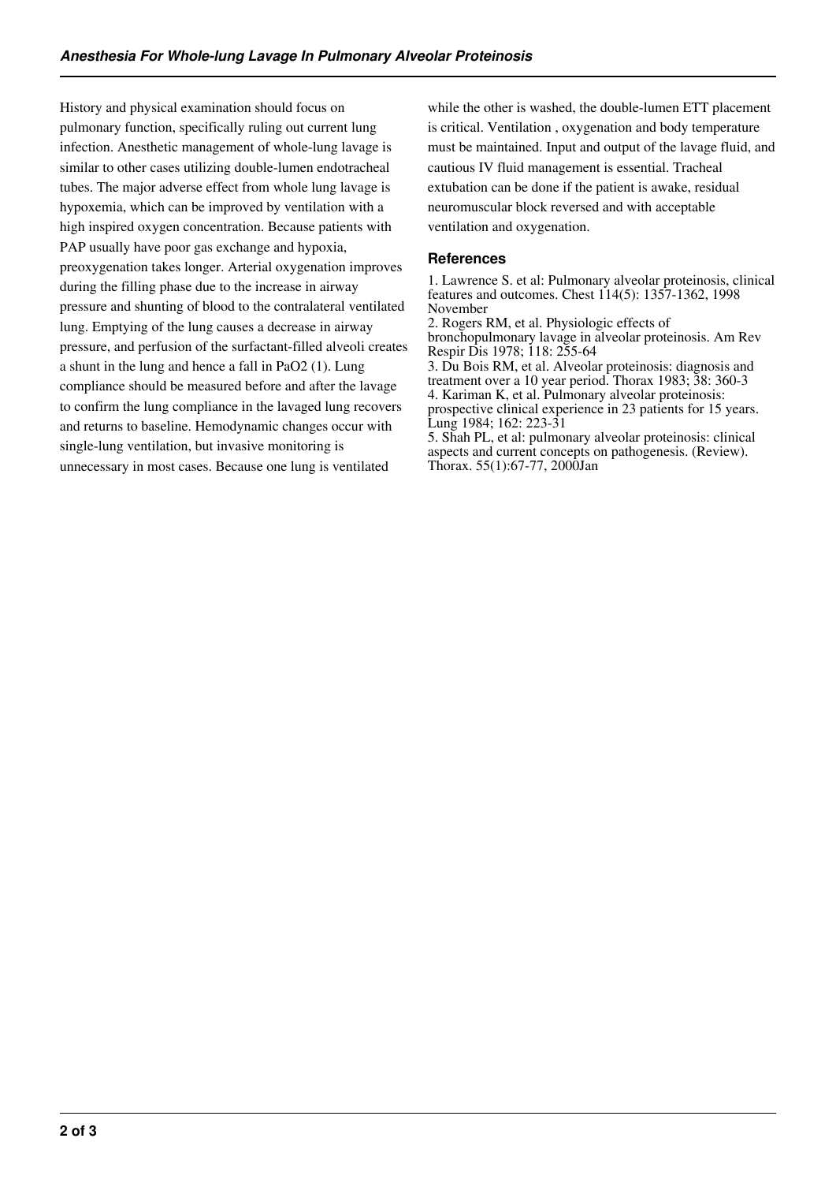History and physical examination should focus on pulmonary function, specifically ruling out current lung infection. Anesthetic management of whole-lung lavage is similar to other cases utilizing double-lumen endotracheal tubes. The major adverse effect from whole lung lavage is hypoxemia, which can be improved by ventilation with a high inspired oxygen concentration. Because patients with PAP usually have poor gas exchange and hypoxia, preoxygenation takes longer. Arterial oxygenation improves during the filling phase due to the increase in airway pressure and shunting of blood to the contralateral ventilated lung. Emptying of the lung causes a decrease in airway pressure, and perfusion of the surfactant-filled alveoli creates a shunt in the lung and hence a fall in $PaO_2$ (1). Lung compliance should be measured before and after the lavage to confirm the lung compliance in the lavaged lung recovers and returns to baseline. Hemodynamic changes occur with single-lung ventilation, but invasive monitoring is unnecessary in most cases. Because one lung is ventilated while the other is washed, the double-lumen ETT placement is critical. Ventilation , oxygenation and body temperature must be maintained. Input and output of the lavage fluid, and cautious IV fluid management is essential. Tracheal extubation can be done if the patient is awake, residual neuromuscular block reversed and with acceptable ventilation and oxygenation.

### References

1. Lawrence S. et al: Pulmonary alveolar proteinosis, clinical features and outcomes. Chest 114(5): 1357-1362, 1998 November
2. Rogers RM, et al. Physiologic effects of bronchopulmonary lavage in alveolar proteinosis. Am Rev Respir Dis 1978; 118: 255-64
3. Du Bois RM, et al. Alveolar proteinosis: diagnosis and treatment over a 10 year period. Thorax 1983; 38: 360-3
4. Kariman K, et al. Pulmonary alveolar proteinosis: prospective clinical experience in 23 patients for 15 years. Lung 1984; 162: 223-31
5. Shah PL, et al: pulmonary alveolar proteinosis: clinical aspects and current concepts on pathogenesis. (Review). Thorax. 55(1):67-77, 2000Jan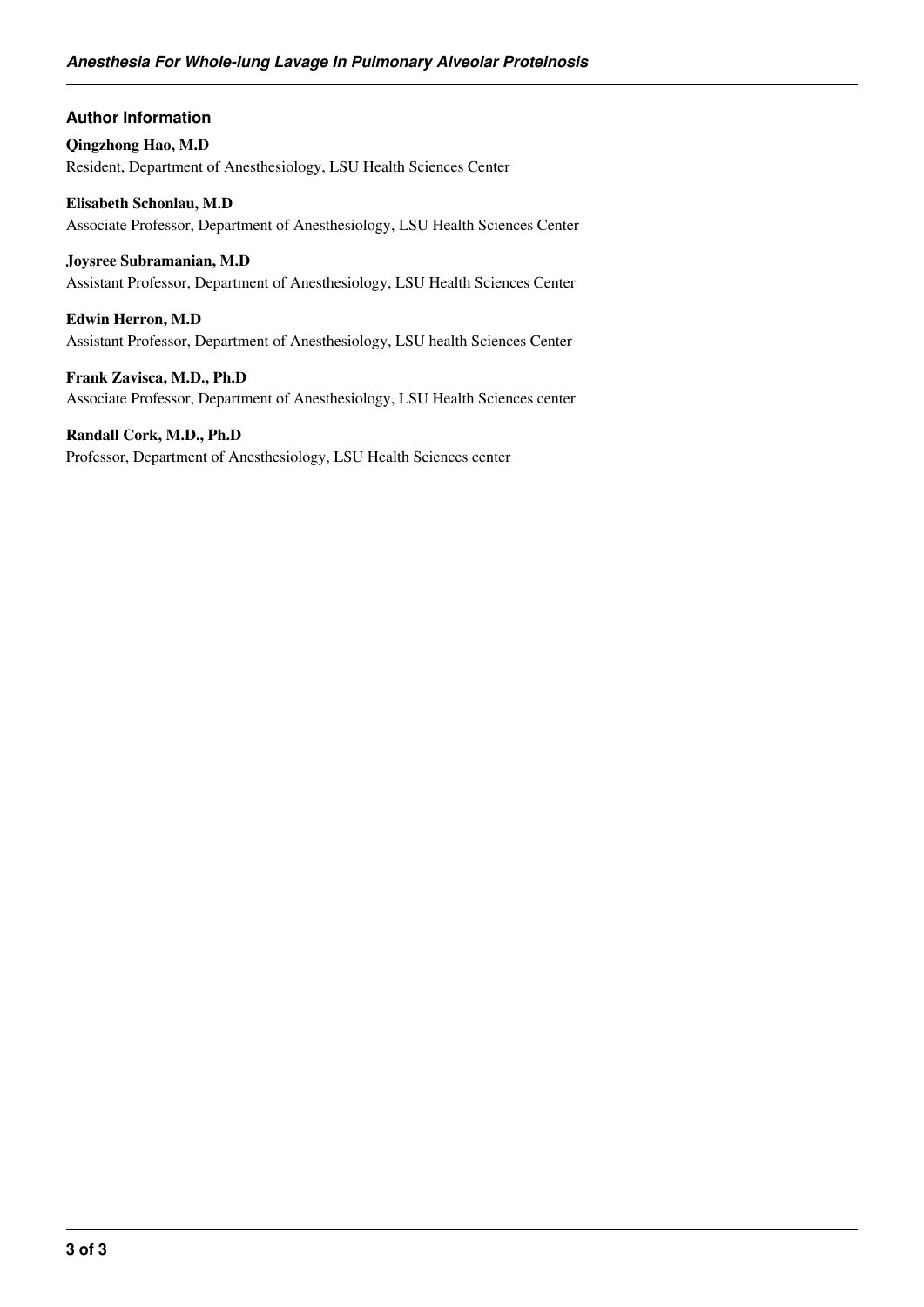## Author Information

**Qingzhong Hao, M.D**
Resident, Department of Anesthesiology, LSU Health Sciences Center

**Elisabeth Schonlau, M.D**
Associate Professor, Department of Anesthesiology, LSU Health Sciences Center

**Joysree Subramanian, M.D**
Assistant Professor, Department of Anesthesiology, LSU Health Sciences Center

**Edwin Herron, M.D**
Assistant Professor, Department of Anesthesiology, LSU health Sciences Center

**Frank Zavisca, M.D., Ph.D**
Associate Professor, Department of Anesthesiology, LSU Health Sciences center

**Randall Cork, M.D., Ph.D**
Professor, Department of Anesthesiology, LSU Health Sciences center